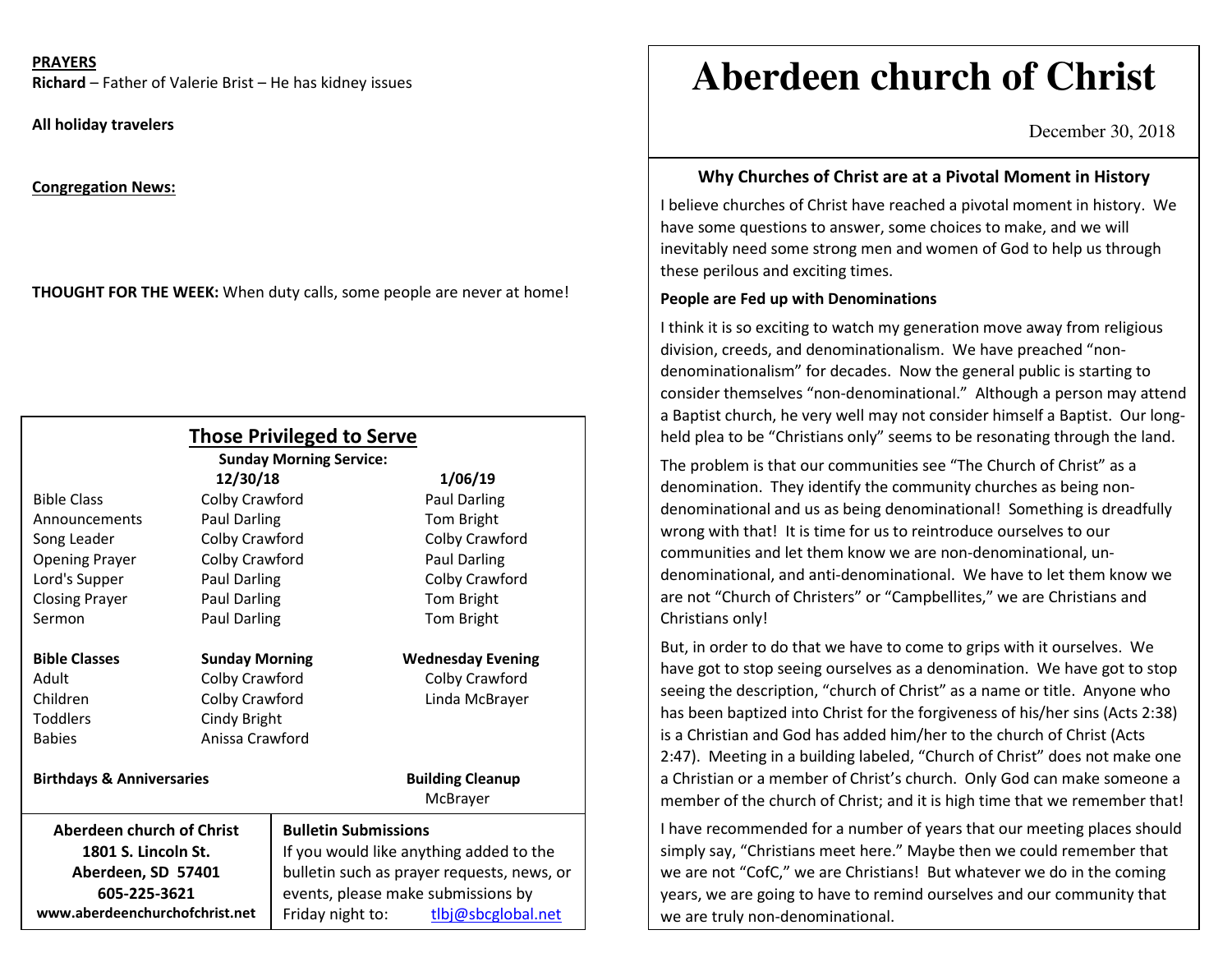**PRAYERS**

**Richard** – Father of Valerie Brist – He has kidney issues

**All holiday travelers**

**Congregation News:**

**THOUGHT FOR THE WEEK:** When duty calls, some people are never at home!

## Those Privileged to Serve

**Sunday Morning Service:**

| | **12/30/18** | **1/06/19** |
|---|---|---|
| Bible Class | Colby Crawford | Paul Darling |
| Announcements | Paul Darling | Tom Bright |
| Song Leader | Colby Crawford | Colby Crawford |
| Opening Prayer | Colby Crawford | Paul Darling |
| Lord's Supper | Paul Darling | Colby Crawford |
| Closing Prayer | Paul Darling | Tom Bright |
| Sermon | Paul Darling | Tom Bright |

| **Bible Classes** | **Sunday Morning** | **Wednesday Evening** |
|---|---|---|
| Adult | Colby Crawford | Colby Crawford |
| Children | Colby Crawford | Linda McBrayer |
| Toddlers | Cindy Bright | |
| Babies | Anissa Crawford | |

**Birthdays & Anniversaries**

**Building Cleanup**
McBrayer

**Aberdeen church of Christ**
**1801 S. Lincoln St.**
**Aberdeen, SD 57401**
**605-225-3621**
**www.aberdeenchurchofchrist.net**

**Bulletin Submissions**
If you would like anything added to the bulletin such as prayer requests, news, or events, please make submissions by Friday night to: tlbj@sbcglobal.net

# Aberdeen church of Christ

December 30, 2018

### Why Churches of Christ are at a Pivotal Moment in History

I believe churches of Christ have reached a pivotal moment in history. We have some questions to answer, some choices to make, and we will inevitably need some strong men and women of God to help us through these perilous and exciting times.

**People are Fed up with Denominations**

I think it is so exciting to watch my generation move away from religious division, creeds, and denominationalism. We have preached "non-denominationalism" for decades. Now the general public is starting to consider themselves "non-denominational." Although a person may attend a Baptist church, he very well may not consider himself a Baptist. Our long-held plea to be "Christians only" seems to be resonating through the land.

The problem is that our communities see "The Church of Christ" as a denomination. They identify the community churches as being non-denominational and us as being denominational! Something is dreadfully wrong with that! It is time for us to reintroduce ourselves to our communities and let them know we are non-denominational, un-denominational, and anti-denominational. We have to let them know we are not "Church of Christers" or "Campbellites," we are Christians and Christians only!

But, in order to do that we have to come to grips with it ourselves. We have got to stop seeing ourselves as a denomination. We have got to stop seeing the description, "church of Christ" as a name or title. Anyone who has been baptized into Christ for the forgiveness of his/her sins (Acts 2:38) is a Christian and God has added him/her to the church of Christ (Acts 2:47). Meeting in a building labeled, "Church of Christ" does not make one a Christian or a member of Christ's church. Only God can make someone a member of the church of Christ; and it is high time that we remember that!

I have recommended for a number of years that our meeting places should simply say, "Christians meet here." Maybe then we could remember that we are not "CofC," we are Christians! But whatever we do in the coming years, we are going to have to remind ourselves and our community that we are truly non-denominational.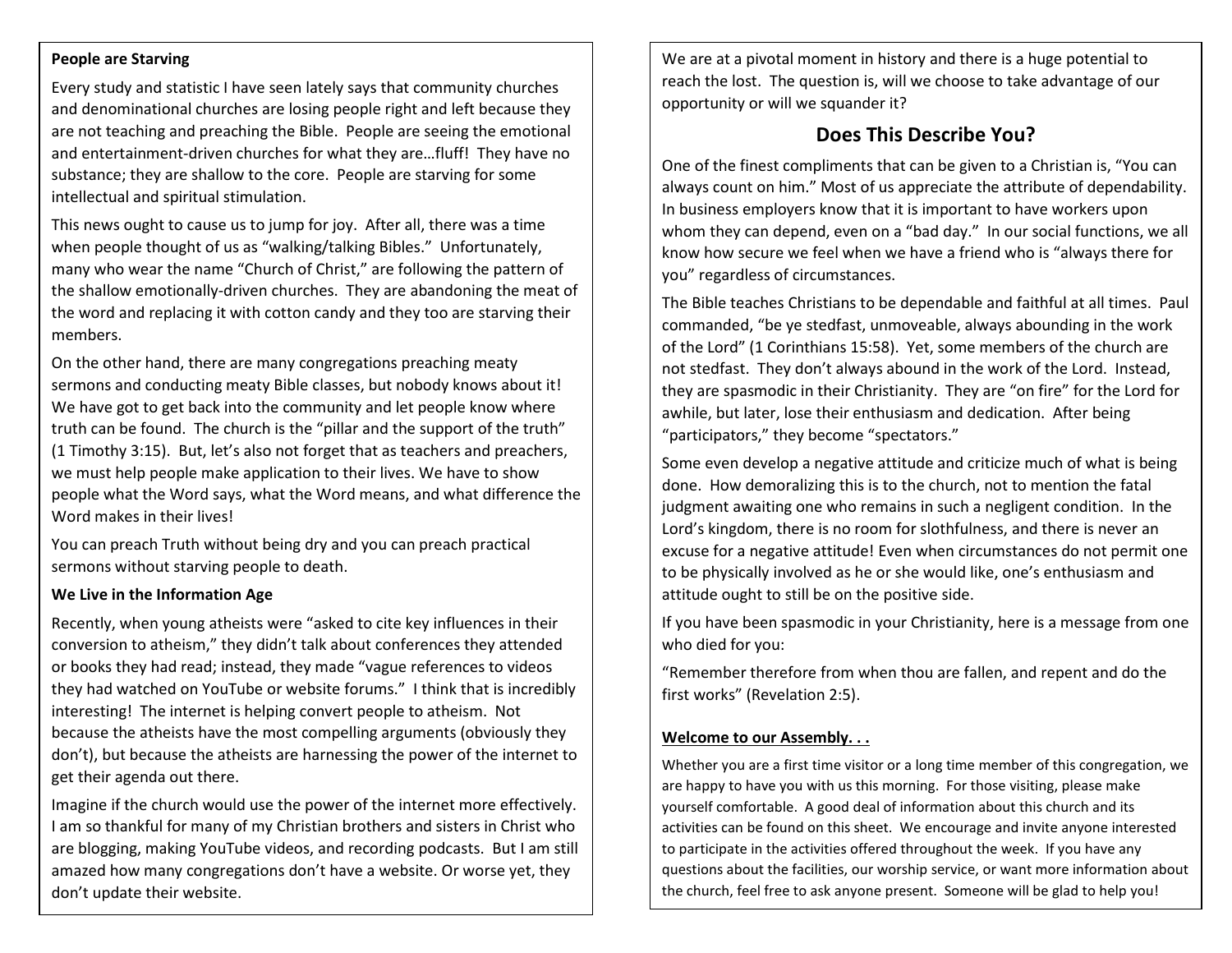**People are Starving**

Every study and statistic I have seen lately says that community churches and denominational churches are losing people right and left because they are not teaching and preaching the Bible. People are seeing the emotional and entertainment-driven churches for what they are…fluff! They have no substance; they are shallow to the core. People are starving for some intellectual and spiritual stimulation.

This news ought to cause us to jump for joy. After all, there was a time when people thought of us as "walking/talking Bibles." Unfortunately, many who wear the name "Church of Christ," are following the pattern of the shallow emotionally-driven churches. They are abandoning the meat of the word and replacing it with cotton candy and they too are starving their members.

On the other hand, there are many congregations preaching meaty sermons and conducting meaty Bible classes, but nobody knows about it! We have got to get back into the community and let people know where truth can be found. The church is the "pillar and the support of the truth" (1 Timothy 3:15). But, let's also not forget that as teachers and preachers, we must help people make application to their lives. We have to show people what the Word says, what the Word means, and what difference the Word makes in their lives!

You can preach Truth without being dry and you can preach practical sermons without starving people to death.

**We Live in the Information Age**

Recently, when young atheists were "asked to cite key influences in their conversion to atheism," they didn't talk about conferences they attended or books they had read; instead, they made "vague references to videos they had watched on YouTube or website forums." I think that is incredibly interesting! The internet is helping convert people to atheism. Not because the atheists have the most compelling arguments (obviously they don't), but because the atheists are harnessing the power of the internet to get their agenda out there.

Imagine if the church would use the power of the internet more effectively. I am so thankful for many of my Christian brothers and sisters in Christ who are blogging, making YouTube videos, and recording podcasts. But I am still amazed how many congregations don't have a website. Or worse yet, they don't update their website.

We are at a pivotal moment in history and there is a huge potential to reach the lost. The question is, will we choose to take advantage of our opportunity or will we squander it?

## Does This Describe You?

One of the finest compliments that can be given to a Christian is, "You can always count on him." Most of us appreciate the attribute of dependability. In business employers know that it is important to have workers upon whom they can depend, even on a "bad day." In our social functions, we all know how secure we feel when we have a friend who is "always there for you" regardless of circumstances.

The Bible teaches Christians to be dependable and faithful at all times. Paul commanded, "be ye stedfast, unmoveable, always abounding in the work of the Lord" (1 Corinthians 15:58). Yet, some members of the church are not stedfast. They don't always abound in the work of the Lord. Instead, they are spasmodic in their Christianity. They are "on fire" for the Lord for awhile, but later, lose their enthusiasm and dedication. After being "participators," they become "spectators."

Some even develop a negative attitude and criticize much of what is being done. How demoralizing this is to the church, not to mention the fatal judgment awaiting one who remains in such a negligent condition. In the Lord's kingdom, there is no room for slothfulness, and there is never an excuse for a negative attitude! Even when circumstances do not permit one to be physically involved as he or she would like, one's enthusiasm and attitude ought to still be on the positive side.

If you have been spasmodic in your Christianity, here is a message from one who died for you:

"Remember therefore from when thou are fallen, and repent and do the first works" (Revelation 2:5).

**Welcome to our Assembly. . .**

Whether you are a first time visitor or a long time member of this congregation, we are happy to have you with us this morning. For those visiting, please make yourself comfortable. A good deal of information about this church and its activities can be found on this sheet. We encourage and invite anyone interested to participate in the activities offered throughout the week. If you have any questions about the facilities, our worship service, or want more information about the church, feel free to ask anyone present. Someone will be glad to help you!